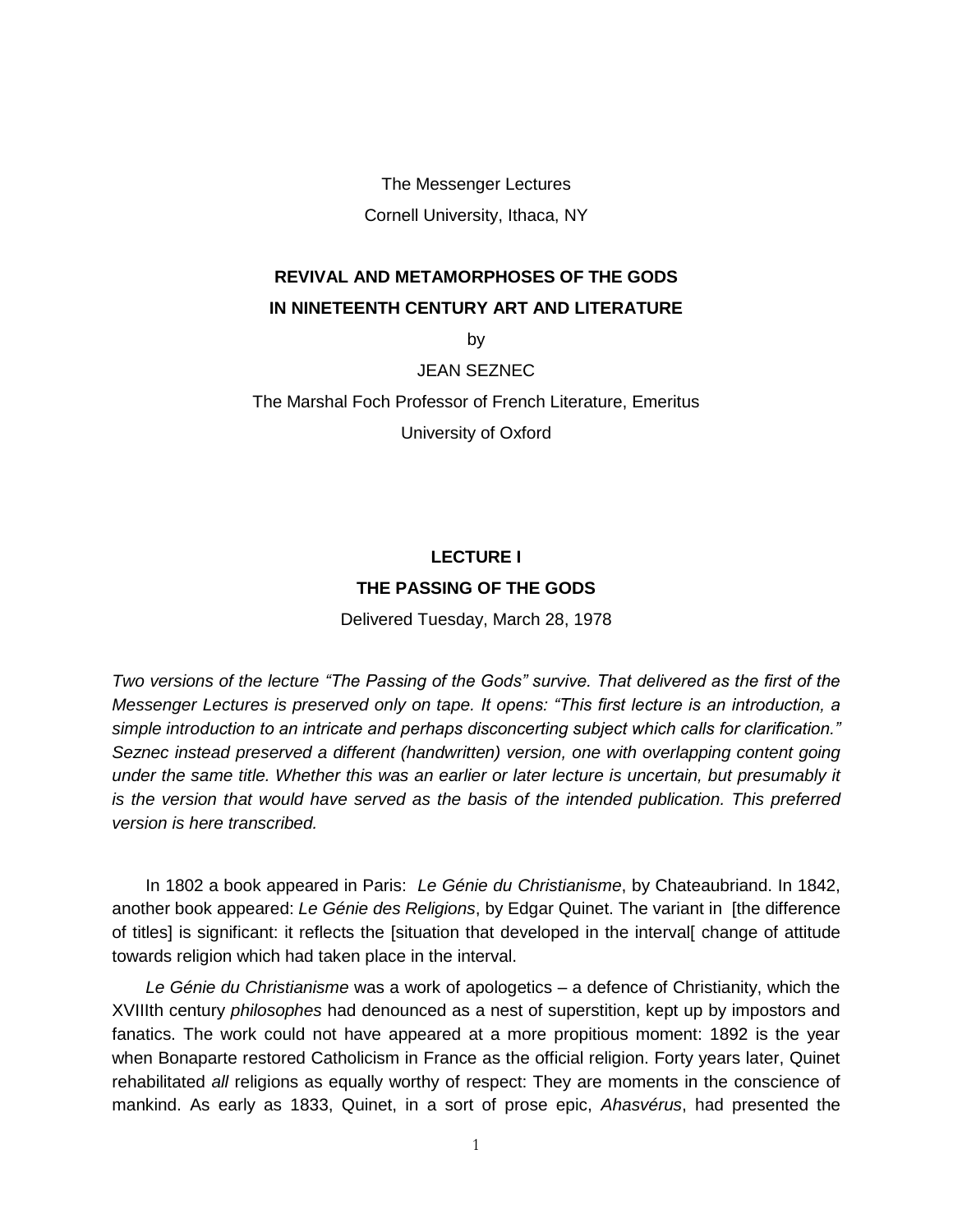The Messenger Lectures

Cornell University, Ithaca, NY

**REVIVAL AND METAMORPHOSES OF THE GODS**
**IN NINETEENTH CENTURY ART AND LITERATURE**

by

JEAN SEZNEC

The Marshal Foch Professor of French Literature, Emeritus

University of Oxford

# LECTURE I

## THE PASSING OF THE GODS

Delivered Tuesday, March 28, 1978

*Two versions of the lecture "The Passing of the Gods" survive. That delivered as the first of the Messenger Lectures is preserved only on tape. It opens: "This first lecture is an introduction, a simple introduction to an intricate and perhaps disconcerting subject which calls for clarification." Seznec instead preserved a different (handwritten) version, one with overlapping content going under the same title. Whether this was an earlier or later lecture is uncertain, but presumably it is the version that would have served as the basis of the intended publication. This preferred version is here transcribed.*

In 1802 a book appeared in Paris: *Le Génie du Christianisme*, by Chateaubriand. In 1842, another book appeared: *Le Génie des Religions*, by Edgar Quinet. The variant in [the difference of titles] is significant: it reflects the [situation that developed in the interval[ change of attitude towards religion which had taken place in the interval.

*Le Génie du Christianisme* was a work of apologetics – a defence of Christianity, which the XVIIIth century *philosophes* had denounced as a nest of superstition, kept up by impostors and fanatics. The work could not have appeared at a more propitious moment: 1892 is the year when Bonaparte restored Catholicism in France as the official religion. Forty years later, Quinet rehabilitated *all* religions as equally worthy of respect: They are moments in the conscience of mankind. As early as 1833, Quinet, in a sort of prose epic, *Ahasvérus*, had presented the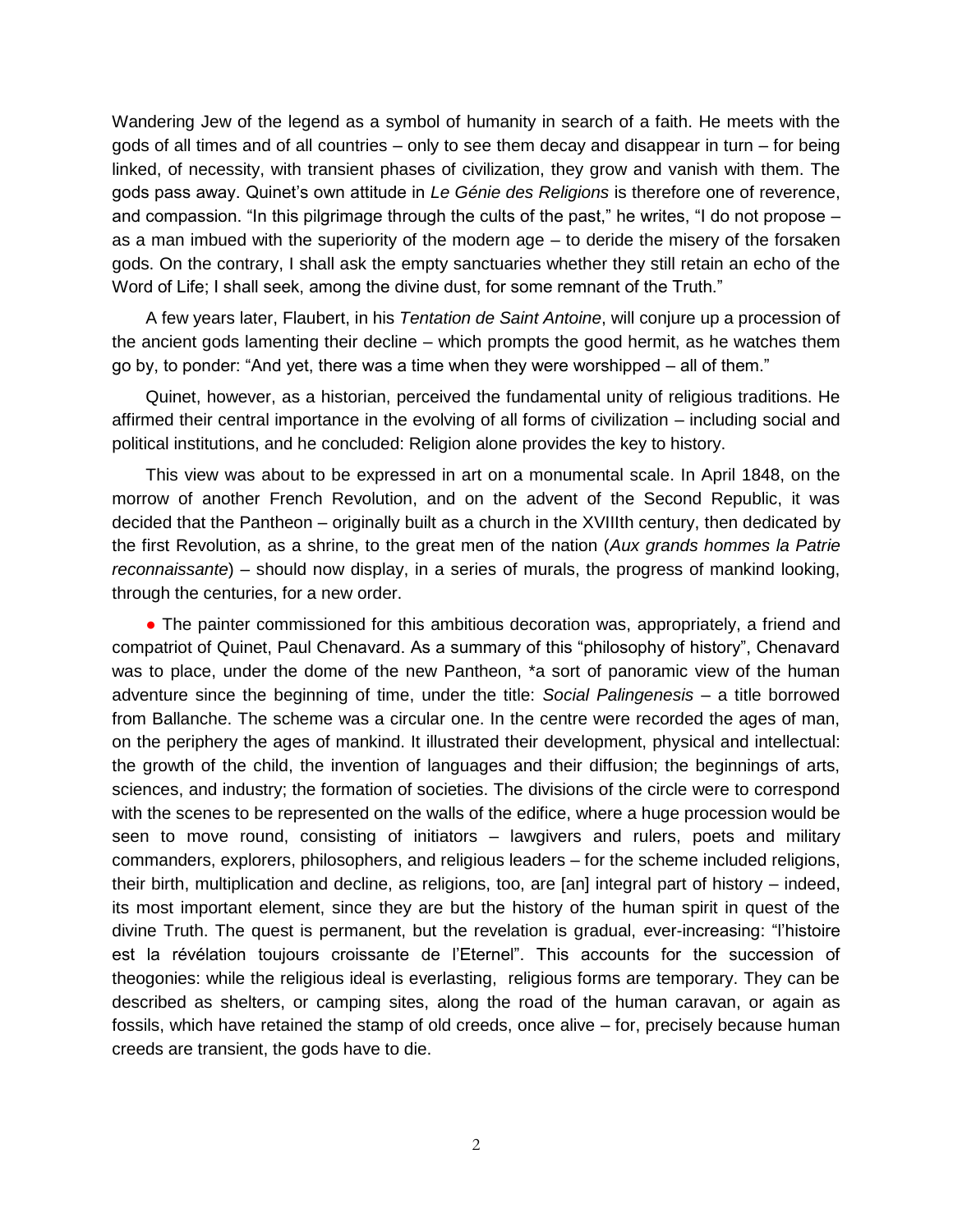Wandering Jew of the legend as a symbol of humanity in search of a faith. He meets with the gods of all times and of all countries – only to see them decay and disappear in turn – for being linked, of necessity, with transient phases of civilization, they grow and vanish with them. The gods pass away. Quinet's own attitude in *Le Génie des Religions* is therefore one of reverence, and compassion. "In this pilgrimage through the cults of the past," he writes, "I do not propose – as a man imbued with the superiority of the modern age – to deride the misery of the forsaken gods. On the contrary, I shall ask the empty sanctuaries whether they still retain an echo of the Word of Life; I shall seek, among the divine dust, for some remnant of the Truth."

A few years later, Flaubert, in his *Tentation de Saint Antoine*, will conjure up a procession of the ancient gods lamenting their decline – which prompts the good hermit, as he watches them go by, to ponder: "And yet, there was a time when they were worshipped – all of them."

Quinet, however, as a historian, perceived the fundamental unity of religious traditions. He affirmed their central importance in the evolving of all forms of civilization – including social and political institutions, and he concluded: Religion alone provides the key to history.

This view was about to be expressed in art on a monumental scale. In April 1848, on the morrow of another French Revolution, and on the advent of the Second Republic, it was decided that the Pantheon – originally built as a church in the XVIIIth century, then dedicated by the first Revolution, as a shrine, to the great men of the nation (*Aux grands hommes la Patrie reconnaissante*) – should now display, in a series of murals, the progress of mankind looking, through the centuries, for a new order.

● The painter commissioned for this ambitious decoration was, appropriately, a friend and compatriot of Quinet, Paul Chenavard. As a summary of this "philosophy of history", Chenavard was to place, under the dome of the new Pantheon, *a sort of panoramic view of the human adventure since the beginning of time, under the title: *Social Palingenesis* – a title borrowed from Ballanche. The scheme was a circular one. In the centre were recorded the ages of man, on the periphery the ages of mankind. It illustrated their development, physical and intellectual: the growth of the child, the invention of languages and their diffusion; the beginnings of arts, sciences, and industry; the formation of societies. The divisions of the circle were to correspond with the scenes to be represented on the walls of the edifice, where a huge procession would be seen to move round, consisting of initiators – lawgivers and rulers, poets and military commanders, explorers, philosophers, and religious leaders – for the scheme included religions, their birth, multiplication and decline, as religions, too, are [an] integral part of history – indeed, its most important element, since they are but the history of the human spirit in quest of the divine Truth. The quest is permanent, but the revelation is gradual, ever-increasing: "l'histoire est la révélation toujours croissante de l'Eternel". This accounts for the succession of theogonies: while the religious ideal is everlasting, religious forms are temporary. They can be described as shelters, or camping sites, along the road of the human caravan, or again as fossils, which have retained the stamp of old creeds, once alive – for, precisely because human creeds are transient, the gods have to die.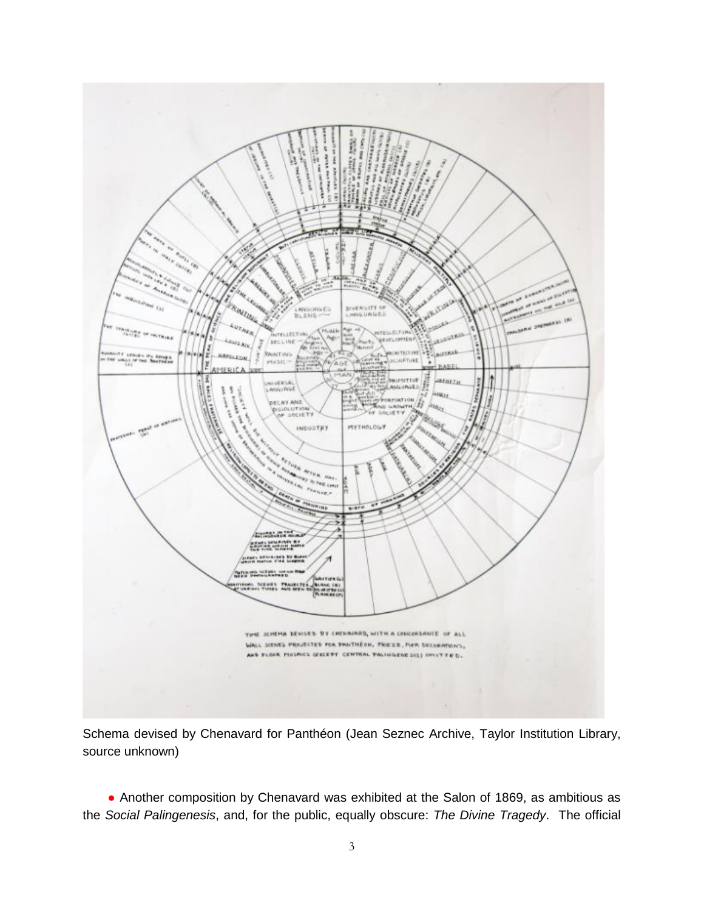Schema devised by Chenavard for Panthéon (Jean Seznec Archive, Taylor Institution Library, source unknown)

● Another composition by Chenavard was exhibited at the Salon of 1869, as ambitious as the *Social Palingenesis*, and, for the public, equally obscure: *The Divine Tragedy*. The official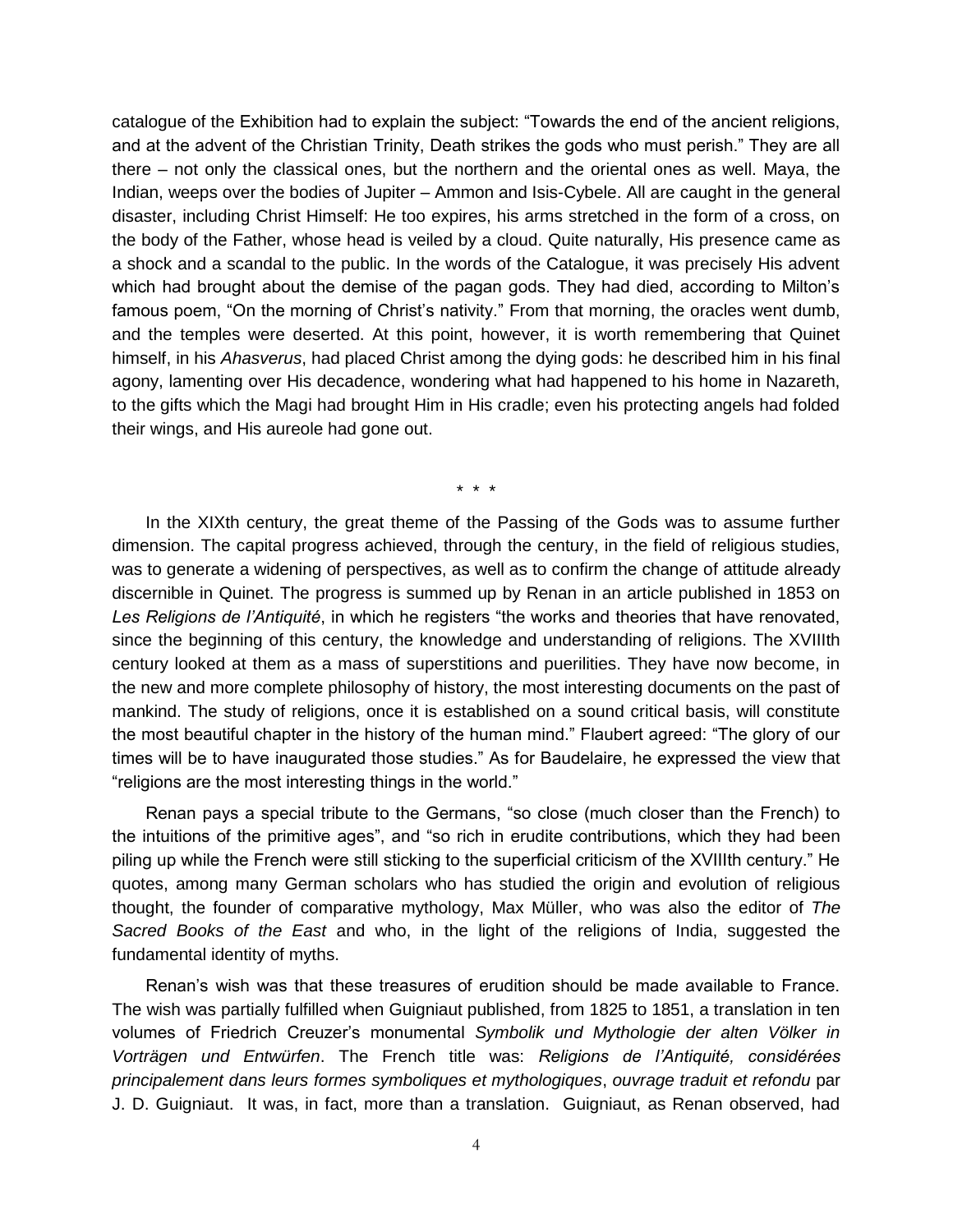catalogue of the Exhibition had to explain the subject: "Towards the end of the ancient religions, and at the advent of the Christian Trinity, Death strikes the gods who must perish." They are all there – not only the classical ones, but the northern and the oriental ones as well. Maya, the Indian, weeps over the bodies of Jupiter – Ammon and Isis-Cybele. All are caught in the general disaster, including Christ Himself: He too expires, his arms stretched in the form of a cross, on the body of the Father, whose head is veiled by a cloud. Quite naturally, His presence came as a shock and a scandal to the public. In the words of the Catalogue, it was precisely His advent which had brought about the demise of the pagan gods. They had died, according to Milton's famous poem, "On the morning of Christ's nativity." From that morning, the oracles went dumb, and the temples were deserted. At this point, however, it is worth remembering that Quinet himself, in his *Ahasverus*, had placed Christ among the dying gods: he described him in his final agony, lamenting over His decadence, wondering what had happened to his home in Nazareth, to the gifts which the Magi had brought Him in His cradle; even his protecting angels had folded their wings, and His aureole had gone out.

\* \* \*

In the XIXth century, the great theme of the Passing of the Gods was to assume further dimension. The capital progress achieved, through the century, in the field of religious studies, was to generate a widening of perspectives, as well as to confirm the change of attitude already discernible in Quinet. The progress is summed up by Renan in an article published in 1853 on *Les Religions de l'Antiquité*, in which he registers "the works and theories that have renovated, since the beginning of this century, the knowledge and understanding of religions. The XVIIIth century looked at them as a mass of superstitions and puerilities. They have now become, in the new and more complete philosophy of history, the most interesting documents on the past of mankind. The study of religions, once it is established on a sound critical basis, will constitute the most beautiful chapter in the history of the human mind." Flaubert agreed: "The glory of our times will be to have inaugurated those studies." As for Baudelaire, he expressed the view that "religions are the most interesting things in the world."

Renan pays a special tribute to the Germans, "so close (much closer than the French) to the intuitions of the primitive ages", and "so rich in erudite contributions, which they had been piling up while the French were still sticking to the superficial criticism of the XVIIIth century." He quotes, among many German scholars who has studied the origin and evolution of religious thought, the founder of comparative mythology, Max Müller, who was also the editor of *The Sacred Books of the East* and who, in the light of the religions of India, suggested the fundamental identity of myths.

Renan's wish was that these treasures of erudition should be made available to France. The wish was partially fulfilled when Guigniaut published, from 1825 to 1851, a translation in ten volumes of Friedrich Creuzer's monumental *Symbolik und Mythologie der alten Völker in Vorträgen und Entwürfen*. The French title was: *Religions de l'Antiquité, considérées principalement dans leurs formes symboliques et mythologiques*, *ouvrage traduit et refondu* par J. D. Guigniaut. It was, in fact, more than a translation. Guigniaut, as Renan observed, had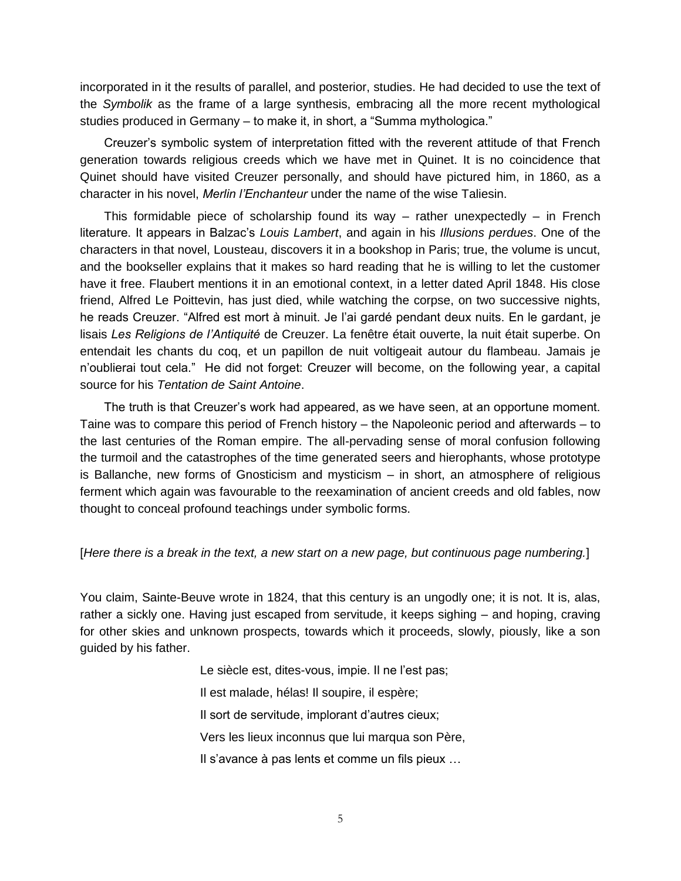incorporated in it the results of parallel, and posterior, studies. He had decided to use the text of the *Symbolik* as the frame of a large synthesis, embracing all the more recent mythological studies produced in Germany – to make it, in short, a "Summa mythologica."

Creuzer's symbolic system of interpretation fitted with the reverent attitude of that French generation towards religious creeds which we have met in Quinet. It is no coincidence that Quinet should have visited Creuzer personally, and should have pictured him, in 1860, as a character in his novel, *Merlin l'Enchanteur* under the name of the wise Taliesin.

This formidable piece of scholarship found its way – rather unexpectedly – in French literature. It appears in Balzac's *Louis Lambert*, and again in his *Illusions perdues*. One of the characters in that novel, Lousteau, discovers it in a bookshop in Paris; true, the volume is uncut, and the bookseller explains that it makes so hard reading that he is willing to let the customer have it free. Flaubert mentions it in an emotional context, in a letter dated April 1848. His close friend, Alfred Le Poittevin, has just died, while watching the corpse, on two successive nights, he reads Creuzer. "Alfred est mort à minuit. Je l'ai gardé pendant deux nuits. En le gardant, je lisais *Les Religions de l'Antiquité* de Creuzer. La fenêtre était ouverte, la nuit était superbe. On entendait les chants du coq, et un papillon de nuit voltigeait autour du flambeau. Jamais je n'oublierai tout cela." He did not forget: Creuzer will become, on the following year, a capital source for his *Tentation de Saint Antoine*.

The truth is that Creuzer's work had appeared, as we have seen, at an opportune moment. Taine was to compare this period of French history – the Napoleonic period and afterwards – to the last centuries of the Roman empire. The all-pervading sense of moral confusion following the turmoil and the catastrophes of the time generated seers and hierophants, whose prototype is Ballanche, new forms of Gnosticism and mysticism – in short, an atmosphere of religious ferment which again was favourable to the reexamination of ancient creeds and old fables, now thought to conceal profound teachings under symbolic forms.

[*Here there is a break in the text, a new start on a new page, but continuous page numbering.*]

You claim, Sainte-Beuve wrote in 1824, that this century is an ungodly one; it is not. It is, alas, rather a sickly one. Having just escaped from servitude, it keeps sighing – and hoping, craving for other skies and unknown prospects, towards which it proceeds, slowly, piously, like a son guided by his father.

> Le siècle est, dites-vous, impie. Il ne l'est pas;
>
> Il est malade, hélas! Il soupire, il espère;
>
> Il sort de servitude, implorant d'autres cieux;
>
> Vers les lieux inconnus que lui marqua son Père,
>
> Il s'avance à pas lents et comme un fils pieux …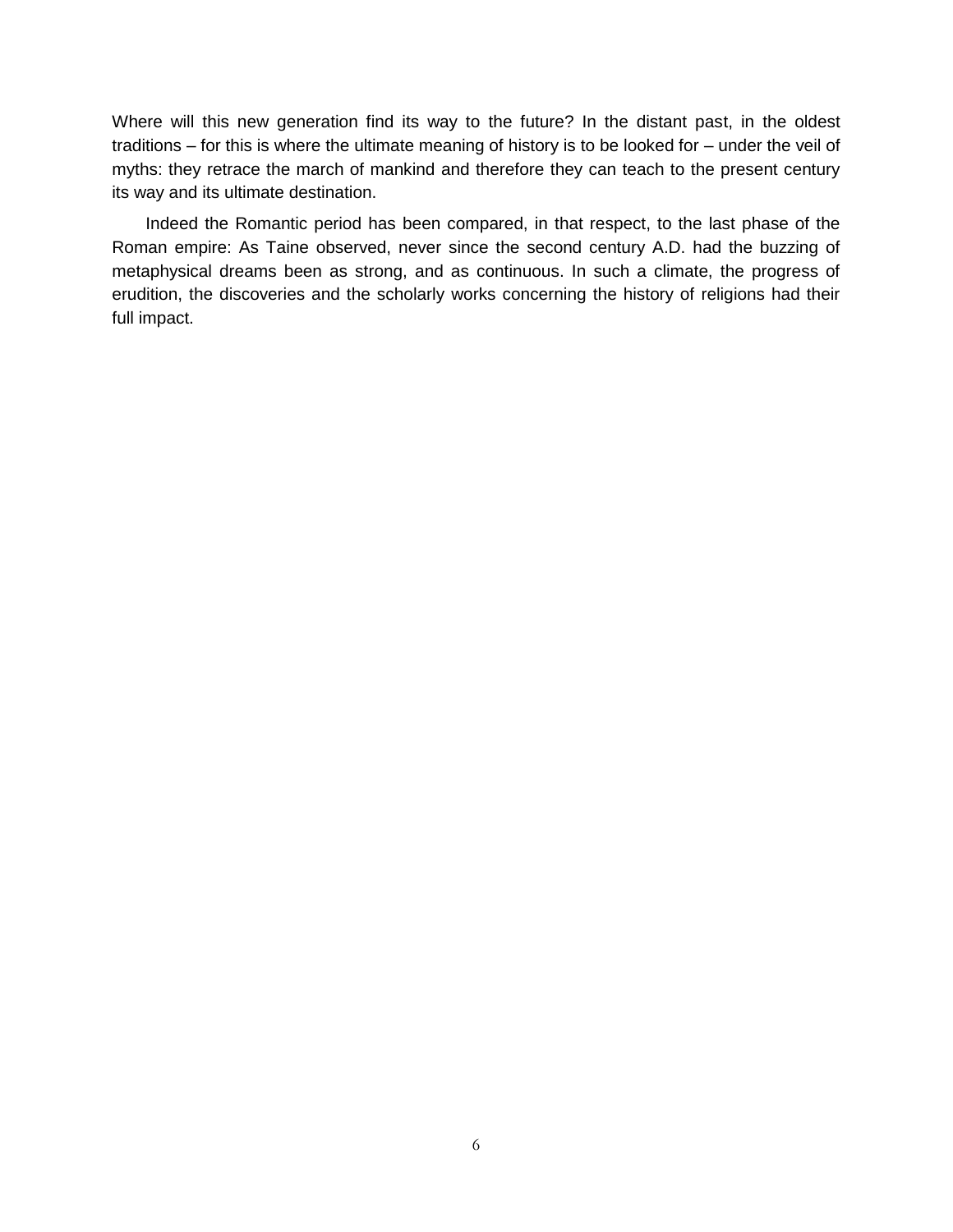Where will this new generation find its way to the future? In the distant past, in the oldest traditions – for this is where the ultimate meaning of history is to be looked for – under the veil of myths: they retrace the march of mankind and therefore they can teach to the present century its way and its ultimate destination.

Indeed the Romantic period has been compared, in that respect, to the last phase of the Roman empire: As Taine observed, never since the second century A.D. had the buzzing of metaphysical dreams been as strong, and as continuous. In such a climate, the progress of erudition, the discoveries and the scholarly works concerning the history of religions had their full impact.